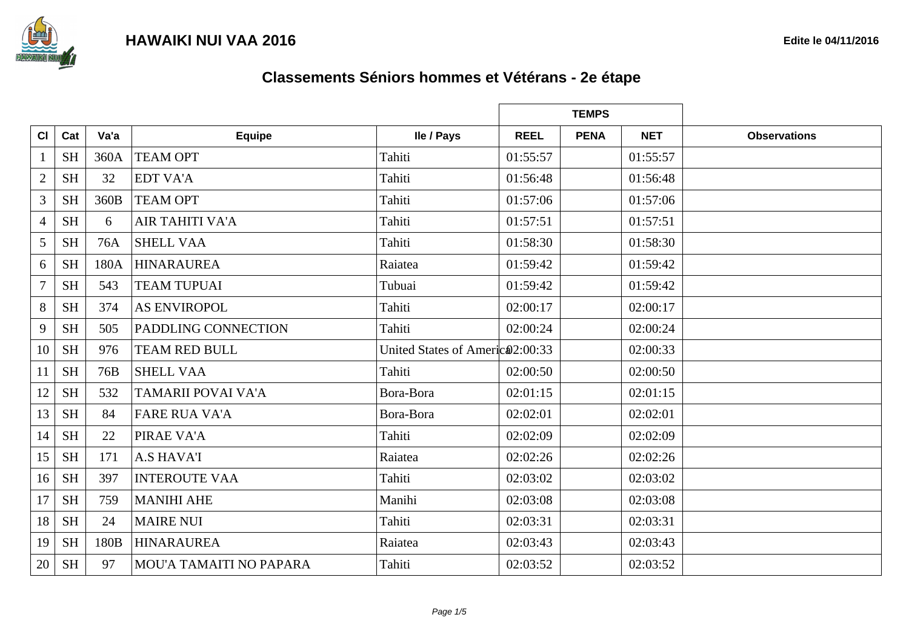# HAWAIKI NUI VAA 2016

Edite le 04/11/2016

## Classements Séniors hommes et Vétérans - 2e étape

| Cl | Cat | Va'a | Equipe | Ile / Pays | TEMPS | | | Observations |
|---|---|---|---|---|---|---|---|---|
| | | | | | REEL | PENA | NET | |
| 1 | SH | 360A | TEAM OPT | Tahiti | 01:55:57 | | 01:55:57 | |
| 2 | SH | 32 | EDT VA'A | Tahiti | 01:56:48 | | 01:56:48 | |
| 3 | SH | 360B | TEAM OPT | Tahiti | 01:57:06 | | 01:57:06 | |
| 4 | SH | 6 | AIR TAHITI VA'A | Tahiti | 01:57:51 | | 01:57:51 | |
| 5 | SH | 76A | SHELL VAA | Tahiti | 01:58:30 | | 01:58:30 | |
| 6 | SH | 180A | HINARAUREA | Raiatea | 01:59:42 | | 01:59:42 | |
| 7 | SH | 543 | TEAM TUPUAI | Tubuai | 01:59:42 | | 01:59:42 | |
| 8 | SH | 374 | AS ENVIROPOL | Tahiti | 02:00:17 | | 02:00:17 | |
| 9 | SH | 505 | PADDLING CONNECTION | Tahiti | 02:00:24 | | 02:00:24 | |
| 10 | SH | 976 | TEAM RED BULL | United States of America | 02:00:33 | | 02:00:33 | |
| 11 | SH | 76B | SHELL VAA | Tahiti | 02:00:50 | | 02:00:50 | |
| 12 | SH | 532 | TAMARII POVAI VA'A | Bora-Bora | 02:01:15 | | 02:01:15 | |
| 13 | SH | 84 | FARE RUA VA'A | Bora-Bora | 02:02:01 | | 02:02:01 | |
| 14 | SH | 22 | PIRAE VA'A | Tahiti | 02:02:09 | | 02:02:09 | |
| 15 | SH | 171 | A.S HAVA'I | Raiatea | 02:02:26 | | 02:02:26 | |
| 16 | SH | 397 | INTEROUTE VAA | Tahiti | 02:03:02 | | 02:03:02 | |
| 17 | SH | 759 | MANIHI AHE | Manihi | 02:03:08 | | 02:03:08 | |
| 18 | SH | 24 | MAIRE NUI | Tahiti | 02:03:31 | | 02:03:31 | |
| 19 | SH | 180B | HINARAUREA | Raiatea | 02:03:43 | | 02:03:43 | |
| 20 | SH | 97 | MOU'A TAMAITI NO PAPARA | Tahiti | 02:03:52 | | 02:03:52 | |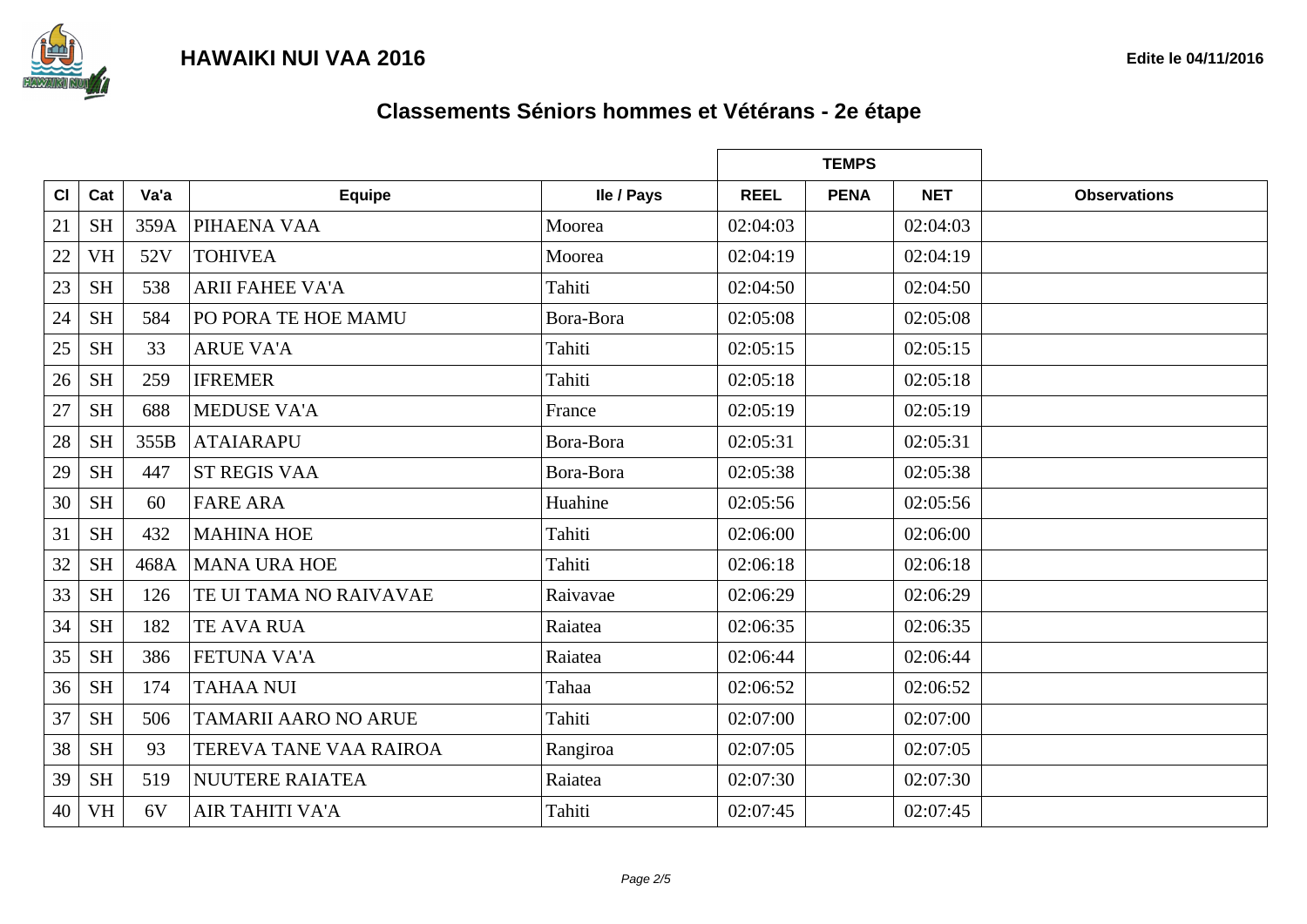**HAWAIKI NUI VAA 2016**

**Edite le 04/11/2016**

## Classements Séniors hommes et Vétérans - 2e étape

| | | | | | TEMPS | | | |
|---|---|---|---|---|---|---|---|---|
| **Cl** | **Cat** | **Va'a** | **Equipe** | **Ile / Pays** | **REEL** | **PENA** | **NET** | **Observations** |
| 21 | SH | 359A | PIHAENA VAA | Moorea | 02:04:03 | | 02:04:03 | |
| 22 | VH | 52V | TOHIVEA | Moorea | 02:04:19 | | 02:04:19 | |
| 23 | SH | 538 | ARII FAHEE VA'A | Tahiti | 02:04:50 | | 02:04:50 | |
| 24 | SH | 584 | PO PORA TE HOE MAMU | Bora-Bora | 02:05:08 | | 02:05:08 | |
| 25 | SH | 33 | ARUE VA'A | Tahiti | 02:05:15 | | 02:05:15 | |
| 26 | SH | 259 | IFREMER | Tahiti | 02:05:18 | | 02:05:18 | |
| 27 | SH | 688 | MEDUSE VA'A | France | 02:05:19 | | 02:05:19 | |
| 28 | SH | 355B | ATAIARAPU | Bora-Bora | 02:05:31 | | 02:05:31 | |
| 29 | SH | 447 | ST REGIS VAA | Bora-Bora | 02:05:38 | | 02:05:38 | |
| 30 | SH | 60 | FARE ARA | Huahine | 02:05:56 | | 02:05:56 | |
| 31 | SH | 432 | MAHINA HOE | Tahiti | 02:06:00 | | 02:06:00 | |
| 32 | SH | 468A | MANA URA HOE | Tahiti | 02:06:18 | | 02:06:18 | |
| 33 | SH | 126 | TE UI TAMA NO RAIVAVAE | Raivavae | 02:06:29 | | 02:06:29 | |
| 34 | SH | 182 | TE AVA RUA | Raiatea | 02:06:35 | | 02:06:35 | |
| 35 | SH | 386 | FETUNA VA'A | Raiatea | 02:06:44 | | 02:06:44 | |
| 36 | SH | 174 | TAHAA NUI | Tahaa | 02:06:52 | | 02:06:52 | |
| 37 | SH | 506 | TAMARII AARO NO ARUE | Tahiti | 02:07:00 | | 02:07:00 | |
| 38 | SH | 93 | TEREVA TANE VAA RAIROA | Rangiroa | 02:07:05 | | 02:07:05 | |
| 39 | SH | 519 | NUUTERE RAIATEA | Raiatea | 02:07:30 | | 02:07:30 | |
| 40 | VH | 6V | AIR TAHITI VA'A | Tahiti | 02:07:45 | | 02:07:45 | |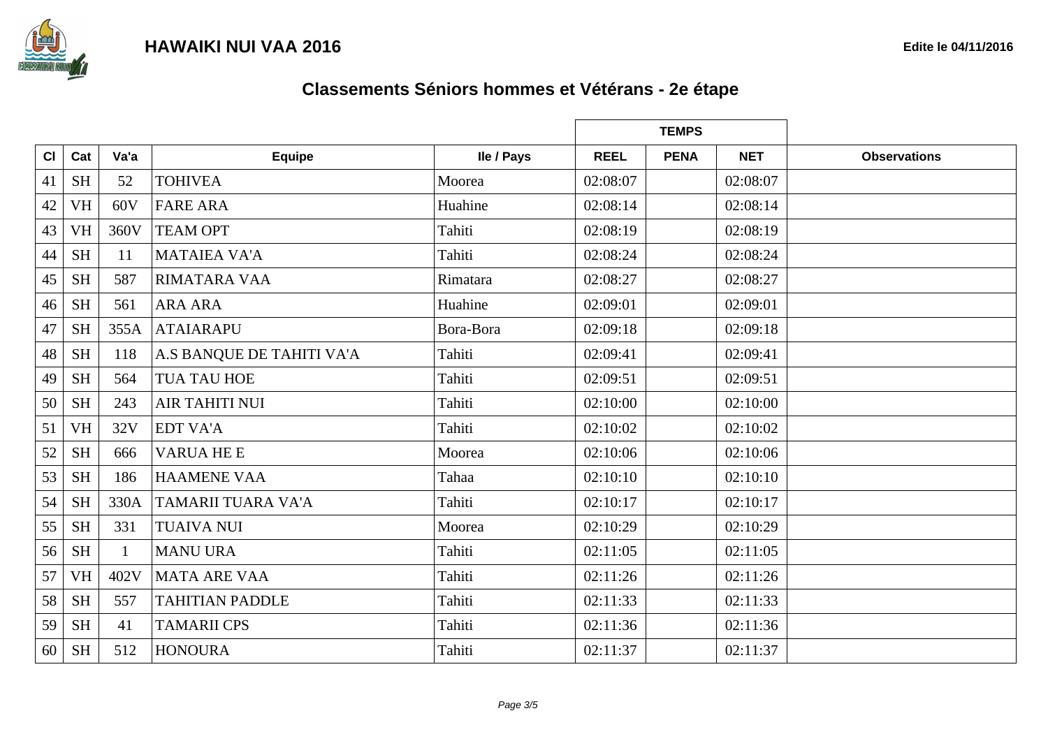# HAWAIKI NUI VAA 2016

Edite le 04/11/2016

## Classements Séniors hommes et Vétérans - 2e étape

| Cl | Cat | Va'a | Equipe | Ile / Pays | TEMPS | | | Observations |
|---|---|---|---|---|---|---|---|---|
| | | | | | REEL | PENA | NET | |
| 41 | SH | 52 | TOHIVEA | Moorea | 02:08:07 | | 02:08:07 | |
| 42 | VH | 60V | FARE ARA | Huahine | 02:08:14 | | 02:08:14 | |
| 43 | VH | 360V | TEAM OPT | Tahiti | 02:08:19 | | 02:08:19 | |
| 44 | SH | 11 | MATAIEA VA'A | Tahiti | 02:08:24 | | 02:08:24 | |
| 45 | SH | 587 | RIMATARA VAA | Rimatara | 02:08:27 | | 02:08:27 | |
| 46 | SH | 561 | ARA ARA | Huahine | 02:09:01 | | 02:09:01 | |
| 47 | SH | 355A | ATAIARAPU | Bora-Bora | 02:09:18 | | 02:09:18 | |
| 48 | SH | 118 | A.S BANQUE DE TAHITI VA'A | Tahiti | 02:09:41 | | 02:09:41 | |
| 49 | SH | 564 | TUA TAU HOE | Tahiti | 02:09:51 | | 02:09:51 | |
| 50 | SH | 243 | AIR TAHITI NUI | Tahiti | 02:10:00 | | 02:10:00 | |
| 51 | VH | 32V | EDT VA'A | Tahiti | 02:10:02 | | 02:10:02 | |
| 52 | SH | 666 | VARUA HE E | Moorea | 02:10:06 | | 02:10:06 | |
| 53 | SH | 186 | HAAMENE VAA | Tahaa | 02:10:10 | | 02:10:10 | |
| 54 | SH | 330A | TAMARII TUARA VA'A | Tahiti | 02:10:17 | | 02:10:17 | |
| 55 | SH | 331 | TUAIVA NUI | Moorea | 02:10:29 | | 02:10:29 | |
| 56 | SH | 1 | MANU URA | Tahiti | 02:11:05 | | 02:11:05 | |
| 57 | VH | 402V | MATA ARE VAA | Tahiti | 02:11:26 | | 02:11:26 | |
| 58 | SH | 557 | TAHITIAN PADDLE | Tahiti | 02:11:33 | | 02:11:33 | |
| 59 | SH | 41 | TAMARII CPS | Tahiti | 02:11:36 | | 02:11:36 | |
| 60 | SH | 512 | HONOURA | Tahiti | 02:11:37 | | 02:11:37 | |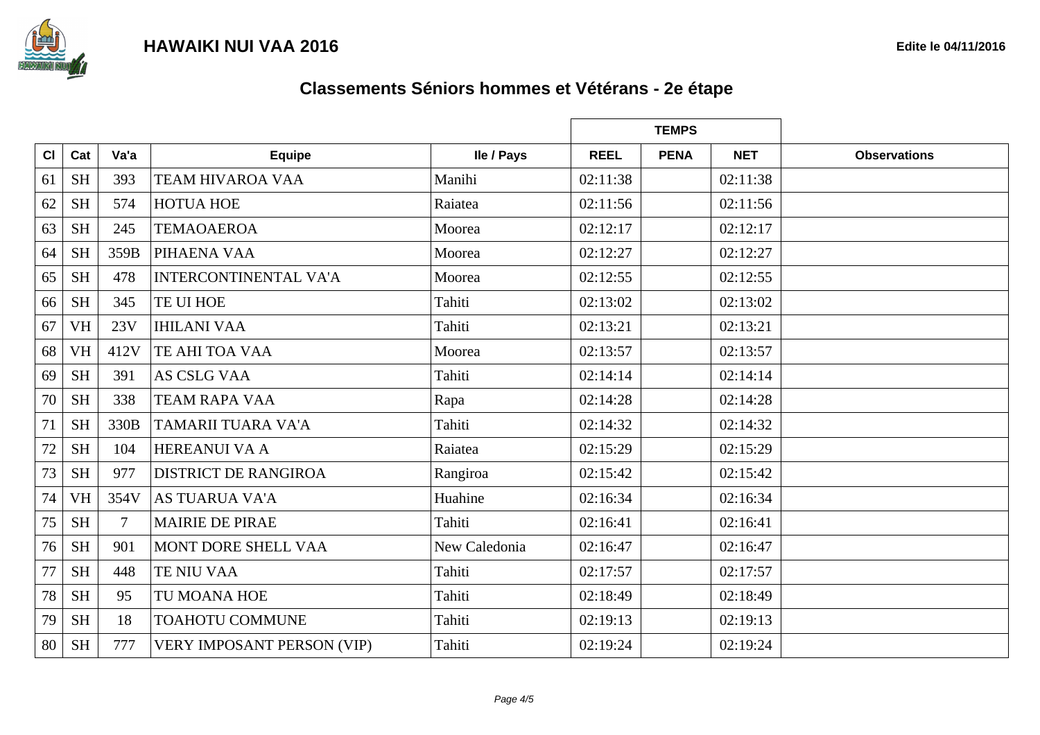# HAWAIKI NUI VAA 2016

Edite le 04/11/2016

## Classements Séniors hommes et Vétérans - 2e étape

| Cl | Cat | Va'a | Equipe | Ile / Pays | TEMPS | | | Observations |
|---|---|---|---|---|---|---|---|---|
| | | | | | REEL | PENA | NET | |
| 61 | SH | 393 | TEAM HIVAROA VAA | Manihi | 02:11:38 | | 02:11:38 | |
| 62 | SH | 574 | HOTUA HOE | Raiatea | 02:11:56 | | 02:11:56 | |
| 63 | SH | 245 | TEMAOAEROA | Moorea | 02:12:17 | | 02:12:17 | |
| 64 | SH | 359B | PIHAENA VAA | Moorea | 02:12:27 | | 02:12:27 | |
| 65 | SH | 478 | INTERCONTINENTAL VA'A | Moorea | 02:12:55 | | 02:12:55 | |
| 66 | SH | 345 | TE UI HOE | Tahiti | 02:13:02 | | 02:13:02 | |
| 67 | VH | 23V | IHILANI VAA | Tahiti | 02:13:21 | | 02:13:21 | |
| 68 | VH | 412V | TE AHI TOA VAA | Moorea | 02:13:57 | | 02:13:57 | |
| 69 | SH | 391 | AS CSLG VAA | Tahiti | 02:14:14 | | 02:14:14 | |
| 70 | SH | 338 | TEAM RAPA VAA | Rapa | 02:14:28 | | 02:14:28 | |
| 71 | SH | 330B | TAMARII TUARA VA'A | Tahiti | 02:14:32 | | 02:14:32 | |
| 72 | SH | 104 | HEREANUI VA A | Raiatea | 02:15:29 | | 02:15:29 | |
| 73 | SH | 977 | DISTRICT DE RANGIROA | Rangiroa | 02:15:42 | | 02:15:42 | |
| 74 | VH | 354V | AS TUARUA VA'A | Huahine | 02:16:34 | | 02:16:34 | |
| 75 | SH | 7 | MAIRIE DE PIRAE | Tahiti | 02:16:41 | | 02:16:41 | |
| 76 | SH | 901 | MONT DORE SHELL VAA | New Caledonia | 02:16:47 | | 02:16:47 | |
| 77 | SH | 448 | TE NIU VAA | Tahiti | 02:17:57 | | 02:17:57 | |
| 78 | SH | 95 | TU MOANA HOE | Tahiti | 02:18:49 | | 02:18:49 | |
| 79 | SH | 18 | TOAHOTU COMMUNE | Tahiti | 02:19:13 | | 02:19:13 | |
| 80 | SH | 777 | VERY IMPOSANT PERSON (VIP) | Tahiti | 02:19:24 | | 02:19:24 | |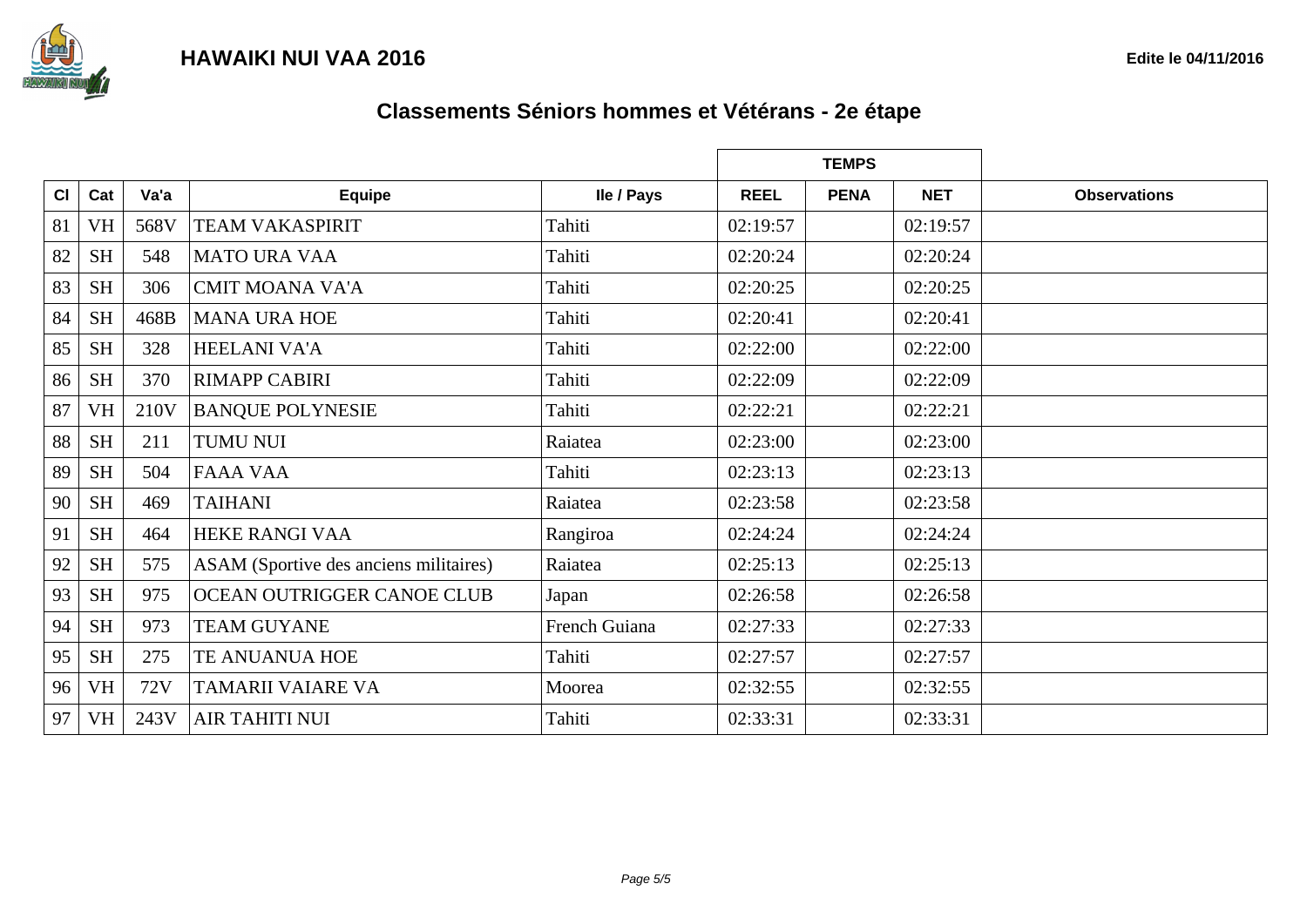# HAWAIKI NUI VAA 2016

Edite le 04/11/2016

## Classements Séniors hommes et Vétérans - 2e étape

| | | | | | TEMPS | | | |
|---|---|---|---|---|---|---|---|---|
| Cl | Cat | Va'a | Equipe | Ile / Pays | REEL | PENA | NET | Observations |
| 81 | VH | 568V | TEAM VAKASPIRIT | Tahiti | 02:19:57 | | 02:19:57 | |
| 82 | SH | 548 | MATO URA VAA | Tahiti | 02:20:24 | | 02:20:24 | |
| 83 | SH | 306 | CMIT MOANA VA'A | Tahiti | 02:20:25 | | 02:20:25 | |
| 84 | SH | 468B | MANA URA HOE | Tahiti | 02:20:41 | | 02:20:41 | |
| 85 | SH | 328 | HEELANI VA'A | Tahiti | 02:22:00 | | 02:22:00 | |
| 86 | SH | 370 | RIMAPP CABIRI | Tahiti | 02:22:09 | | 02:22:09 | |
| 87 | VH | 210V | BANQUE POLYNESIE | Tahiti | 02:22:21 | | 02:22:21 | |
| 88 | SH | 211 | TUMU NUI | Raiatea | 02:23:00 | | 02:23:00 | |
| 89 | SH | 504 | FAAA VAA | Tahiti | 02:23:13 | | 02:23:13 | |
| 90 | SH | 469 | TAIHANI | Raiatea | 02:23:58 | | 02:23:58 | |
| 91 | SH | 464 | HEKE RANGI VAA | Rangiroa | 02:24:24 | | 02:24:24 | |
| 92 | SH | 575 | ASAM (Sportive des anciens militaires) | Raiatea | 02:25:13 | | 02:25:13 | |
| 93 | SH | 975 | OCEAN OUTRIGGER CANOE CLUB | Japan | 02:26:58 | | 02:26:58 | |
| 94 | SH | 973 | TEAM GUYANE | French Guiana | 02:27:33 | | 02:27:33 | |
| 95 | SH | 275 | TE ANUANUA HOE | Tahiti | 02:27:57 | | 02:27:57 | |
| 96 | VH | 72V | TAMARII VAIARE VA | Moorea | 02:32:55 | | 02:32:55 | |
| 97 | VH | 243V | AIR TAHITI NUI | Tahiti | 02:33:31 | | 02:33:31 | |